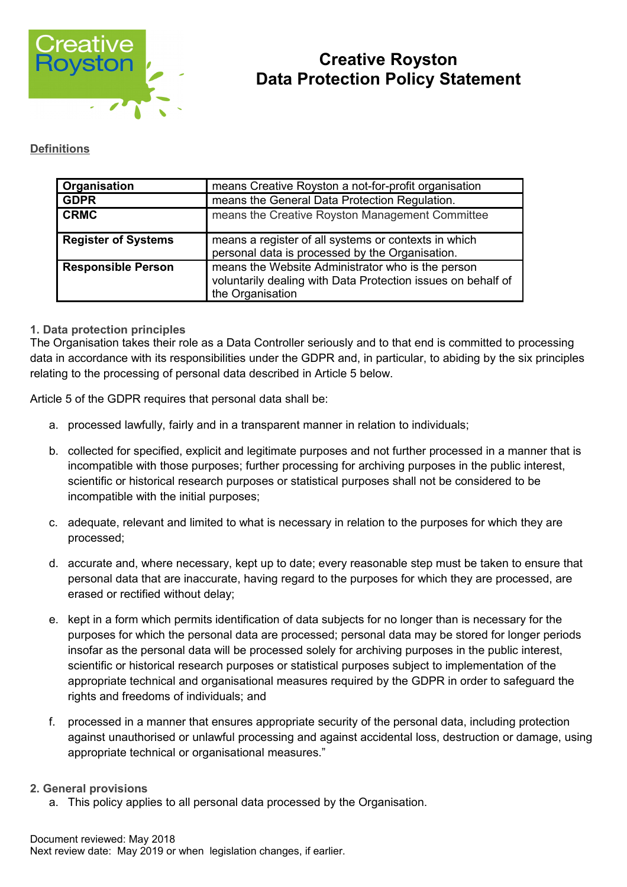# Creative Royston
# Data Protection Policy Statement

**Definitions**

| | |
|---|---|
| **Organisation** | means Creative Royston a not-for-profit organisation |
| **GDPR** | means the General Data Protection Regulation. |
| **CRMC** | means the Creative Royston Management Committee |
| **Register of Systems** | means a register of all systems or contexts in which personal data is processed by the Organisation. |
| **Responsible Person** | means the Website Administrator who is the person voluntarily dealing with Data Protection issues on behalf of the Organisation |

### 1. Data protection principles

The Organisation takes their role as a Data Controller seriously and to that end is committed to processing data in accordance with its responsibilities under the GDPR and, in particular, to abiding by the six principles relating to the processing of personal data described in Article 5 below.

Article 5 of the GDPR requires that personal data shall be:

a. processed lawfully, fairly and in a transparent manner in relation to individuals;

b. collected for specified, explicit and legitimate purposes and not further processed in a manner that is incompatible with those purposes; further processing for archiving purposes in the public interest, scientific or historical research purposes or statistical purposes shall not be considered to be incompatible with the initial purposes;

c. adequate, relevant and limited to what is necessary in relation to the purposes for which they are processed;

d. accurate and, where necessary, kept up to date; every reasonable step must be taken to ensure that personal data that are inaccurate, having regard to the purposes for which they are processed, are erased or rectified without delay;

e. kept in a form which permits identification of data subjects for no longer than is necessary for the purposes for which the personal data are processed; personal data may be stored for longer periods insofar as the personal data will be processed solely for archiving purposes in the public interest, scientific or historical research purposes or statistical purposes subject to implementation of the appropriate technical and organisational measures required by the GDPR in order to safeguard the rights and freedoms of individuals; and

f. processed in a manner that ensures appropriate security of the personal data, including protection against unauthorised or unlawful processing and against accidental loss, destruction or damage, using appropriate technical or organisational measures."

### 2. General provisions

a. This policy applies to all personal data processed by the Organisation.

Document reviewed: May 2018
Next review date: May 2019 or when legislation changes, if earlier.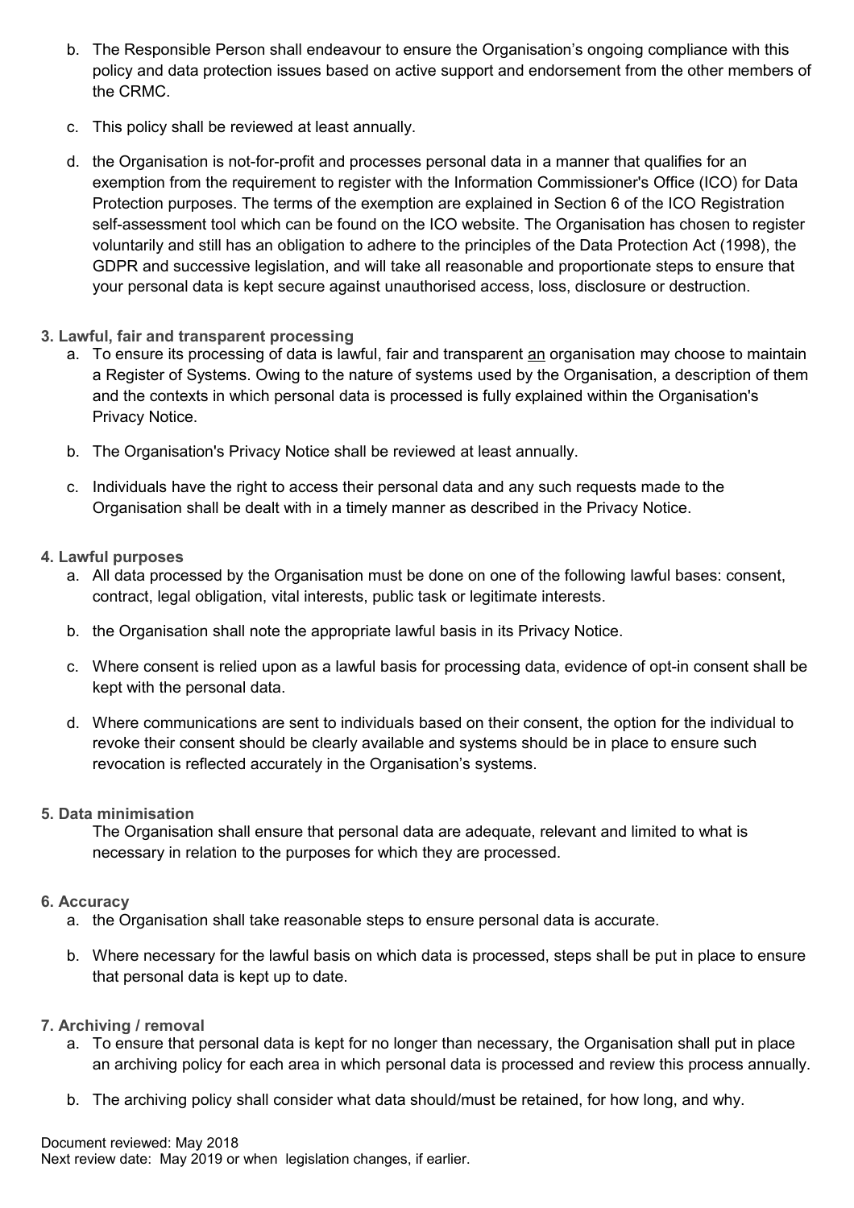b. The Responsible Person shall endeavour to ensure the Organisation's ongoing compliance with this policy and data protection issues based on active support and endorsement from the other members of the CRMC.

c. This policy shall be reviewed at least annually.

d. the Organisation is not-for-profit and processes personal data in a manner that qualifies for an exemption from the requirement to register with the Information Commissioner's Office (ICO) for Data Protection purposes. The terms of the exemption are explained in Section 6 of the ICO Registration self-assessment tool which can be found on the ICO website. The Organisation has chosen to register voluntarily and still has an obligation to adhere to the principles of the Data Protection Act (1998), the GDPR and successive legislation, and will take all reasonable and proportionate steps to ensure that your personal data is kept secure against unauthorised access, loss, disclosure or destruction.

**3. Lawful, fair and transparent processing**

a. To ensure its processing of data is lawful, fair and transparent <u>an</u> organisation may choose to maintain a Register of Systems. Owing to the nature of systems used by the Organisation, a description of them and the contexts in which personal data is processed is fully explained within the Organisation's Privacy Notice.

b. The Organisation's Privacy Notice shall be reviewed at least annually.

c. Individuals have the right to access their personal data and any such requests made to the Organisation shall be dealt with in a timely manner as described in the Privacy Notice.

**4. Lawful purposes**

a. All data processed by the Organisation must be done on one of the following lawful bases: consent, contract, legal obligation, vital interests, public task or legitimate interests.

b. the Organisation shall note the appropriate lawful basis in its Privacy Notice.

c. Where consent is relied upon as a lawful basis for processing data, evidence of opt-in consent shall be kept with the personal data.

d. Where communications are sent to individuals based on their consent, the option for the individual to revoke their consent should be clearly available and systems should be in place to ensure such revocation is reflected accurately in the Organisation's systems.

**5. Data minimisation**

The Organisation shall ensure that personal data are adequate, relevant and limited to what is necessary in relation to the purposes for which they are processed.

**6. Accuracy**

a. the Organisation shall take reasonable steps to ensure personal data is accurate.

b. Where necessary for the lawful basis on which data is processed, steps shall be put in place to ensure that personal data is kept up to date.

**7. Archiving / removal**

a. To ensure that personal data is kept for no longer than necessary, the Organisation shall put in place an archiving policy for each area in which personal data is processed and review this process annually.

b. The archiving policy shall consider what data should/must be retained, for how long, and why.

Document reviewed: May 2018
Next review date: May 2019 or when legislation changes, if earlier.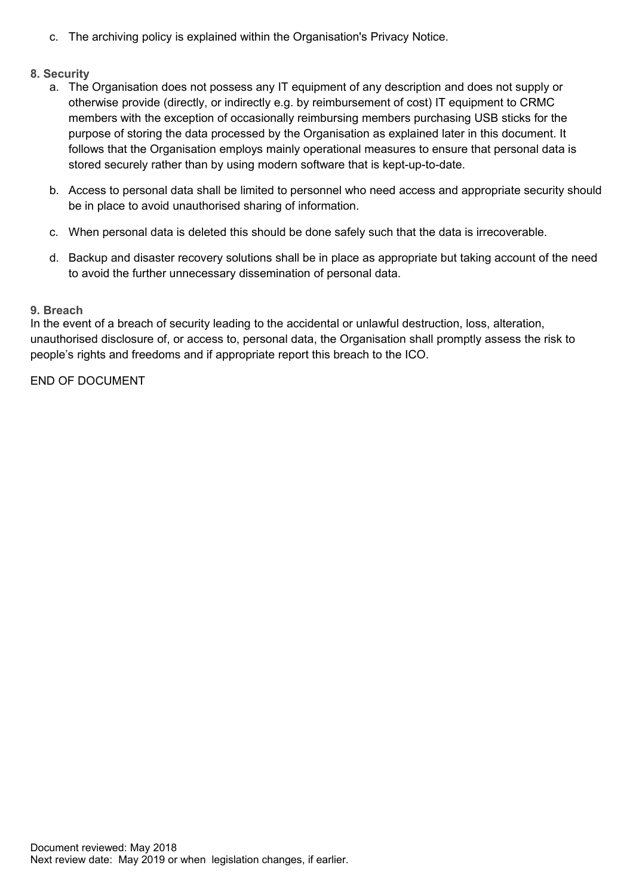c. The archiving policy is explained within the Organisation's Privacy Notice.

**8. Security**

a. The Organisation does not possess any IT equipment of any description and does not supply or otherwise provide (directly, or indirectly e.g. by reimbursement of cost) IT equipment to CRMC members with the exception of occasionally reimbursing members purchasing USB sticks for the purpose of storing the data processed by the Organisation as explained later in this document. It follows that the Organisation employs mainly operational measures to ensure that personal data is stored securely rather than by using modern software that is kept-up-to-date.

b. Access to personal data shall be limited to personnel who need access and appropriate security should be in place to avoid unauthorised sharing of information.

c. When personal data is deleted this should be done safely such that the data is irrecoverable.

d. Backup and disaster recovery solutions shall be in place as appropriate but taking account of the need to avoid the further unnecessary dissemination of personal data.

**9. Breach**

In the event of a breach of security leading to the accidental or unlawful destruction, loss, alteration, unauthorised disclosure of, or access to, personal data, the Organisation shall promptly assess the risk to people's rights and freedoms and if appropriate report this breach to the ICO.

END OF DOCUMENT

Document reviewed: May 2018
Next review date: May 2019 or when legislation changes, if earlier.